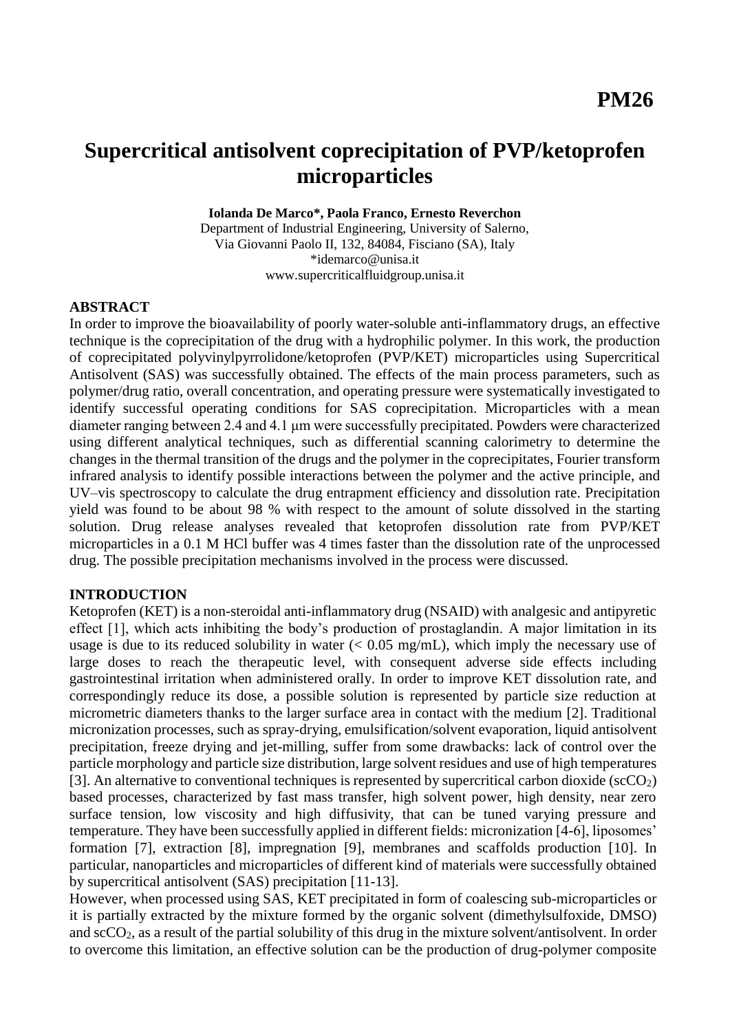**PM26**

# Supercritical antisolvent coprecipitation of PVP/ketoprofen microparticles

**Iolanda De Marco\*, Paola Franco, Ernesto Reverchon**

Department of Industrial Engineering, University of Salerno,
Via Giovanni Paolo II, 132, 84084, Fisciano (SA), Italy
\*idemarco@unisa.it
www.supercriticalfluidgroup.unisa.it

## ABSTRACT

In order to improve the bioavailability of poorly water-soluble anti-inflammatory drugs, an effective technique is the coprecipitation of the drug with a hydrophilic polymer. In this work, the production of coprecipitated polyvinylpyrrolidone/ketoprofen (PVP/KET) microparticles using Supercritical Antisolvent (SAS) was successfully obtained. The effects of the main process parameters, such as polymer/drug ratio, overall concentration, and operating pressure were systematically investigated to identify successful operating conditions for SAS coprecipitation. Microparticles with a mean diameter ranging between 2.4 and 4.1 μm were successfully precipitated. Powders were characterized using different analytical techniques, such as differential scanning calorimetry to determine the changes in the thermal transition of the drugs and the polymer in the coprecipitates, Fourier transform infrared analysis to identify possible interactions between the polymer and the active principle, and UV–vis spectroscopy to calculate the drug entrapment efficiency and dissolution rate. Precipitation yield was found to be about 98 % with respect to the amount of solute dissolved in the starting solution. Drug release analyses revealed that ketoprofen dissolution rate from PVP/KET microparticles in a 0.1 M HCl buffer was 4 times faster than the dissolution rate of the unprocessed drug. The possible precipitation mechanisms involved in the process were discussed.

## INTRODUCTION

Ketoprofen (KET) is a non-steroidal anti-inflammatory drug (NSAID) with analgesic and antipyretic effect [1], which acts inhibiting the body's production of prostaglandin. A major limitation in its usage is due to its reduced solubility in water (< 0.05 mg/mL), which imply the necessary use of large doses to reach the therapeutic level, with consequent adverse side effects including gastrointestinal irritation when administered orally. In order to improve KET dissolution rate, and correspondingly reduce its dose, a possible solution is represented by particle size reduction at micrometric diameters thanks to the larger surface area in contact with the medium [2]. Traditional micronization processes, such as spray-drying, emulsification/solvent evaporation, liquid antisolvent precipitation, freeze drying and jet-milling, suffer from some drawbacks: lack of control over the particle morphology and particle size distribution, large solvent residues and use of high temperatures [3]. An alternative to conventional techniques is represented by supercritical carbon dioxide ($scCO_2$) based processes, characterized by fast mass transfer, high solvent power, high density, near zero surface tension, low viscosity and high diffusivity, that can be tuned varying pressure and temperature. They have been successfully applied in different fields: micronization [4-6], liposomes' formation [7], extraction [8], impregnation [9], membranes and scaffolds production [10]. In particular, nanoparticles and microparticles of different kind of materials were successfully obtained by supercritical antisolvent (SAS) precipitation [11-13].

However, when processed using SAS, KET precipitated in form of coalescing sub-microparticles or it is partially extracted by the mixture formed by the organic solvent (dimethylsulfoxide, DMSO) and $scCO_2$, as a result of the partial solubility of this drug in the mixture solvent/antisolvent. In order to overcome this limitation, an effective solution can be the production of drug-polymer composite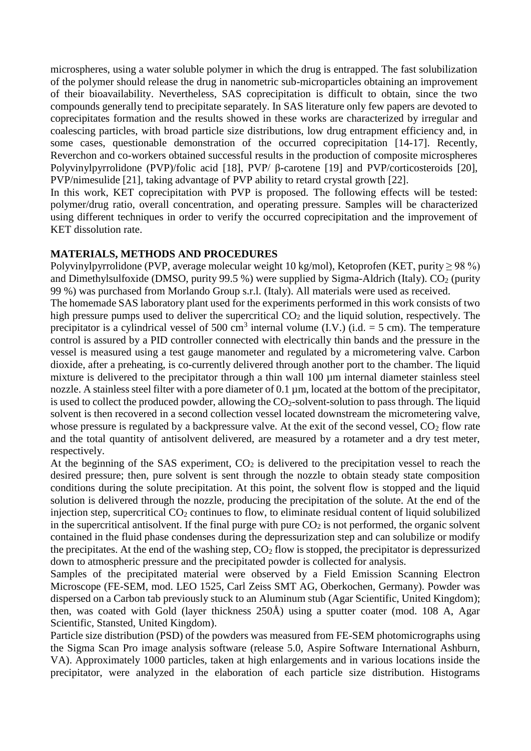microspheres, using a water soluble polymer in which the drug is entrapped. The fast solubilization of the polymer should release the drug in nanometric sub-microparticles obtaining an improvement of their bioavailability. Nevertheless, SAS coprecipitation is difficult to obtain, since the two compounds generally tend to precipitate separately. In SAS literature only few papers are devoted to coprecipitates formation and the results showed in these works are characterized by irregular and coalescing particles, with broad particle size distributions, low drug entrapment efficiency and, in some cases, questionable demonstration of the occurred coprecipitation [14-17]. Recently, Reverchon and co-workers obtained successful results in the production of composite microspheres Polyvinylpyrrolidone (PVP)/folic acid [18], PVP/ β-carotene [19] and PVP/corticosteroids [20], PVP/nimesulide [21], taking advantage of PVP ability to retard crystal growth [22].

In this work, KET coprecipitation with PVP is proposed. The following effects will be tested: polymer/drug ratio, overall concentration, and operating pressure. Samples will be characterized using different techniques in order to verify the occurred coprecipitation and the improvement of KET dissolution rate.

## MATERIALS, METHODS AND PROCEDURES

Polyvinylpyrrolidone (PVP, average molecular weight 10 kg/mol), Ketoprofen (KET, purity ≥ 98 %) and Dimethylsulfoxide (DMSO, purity 99.5 %) were supplied by Sigma-Aldrich (Italy). $CO_2$ (purity 99 %) was purchased from Morlando Group s.r.l. (Italy). All materials were used as received.

The homemade SAS laboratory plant used for the experiments performed in this work consists of two high pressure pumps used to deliver the supercritical $CO_2$ and the liquid solution, respectively. The precipitator is a cylindrical vessel of 500 $cm^3$ internal volume (I.V.) (i.d. = 5 cm). The temperature control is assured by a PID controller connected with electrically thin bands and the pressure in the vessel is measured using a test gauge manometer and regulated by a micrometering valve. Carbon dioxide, after a preheating, is co-currently delivered through another port to the chamber. The liquid mixture is delivered to the precipitator through a thin wall 100 µm internal diameter stainless steel nozzle. A stainless steel filter with a pore diameter of 0.1 µm, located at the bottom of the precipitator, is used to collect the produced powder, allowing the $CO_2$-solvent-solution to pass through. The liquid solvent is then recovered in a second collection vessel located downstream the micrometering valve, whose pressure is regulated by a backpressure valve. At the exit of the second vessel, $CO_2$ flow rate and the total quantity of antisolvent delivered, are measured by a rotameter and a dry test meter, respectively.

At the beginning of the SAS experiment, $CO_2$ is delivered to the precipitation vessel to reach the desired pressure; then, pure solvent is sent through the nozzle to obtain steady state composition conditions during the solute precipitation. At this point, the solvent flow is stopped and the liquid solution is delivered through the nozzle, producing the precipitation of the solute. At the end of the injection step, supercritical $CO_2$ continues to flow, to eliminate residual content of liquid solubilized in the supercritical antisolvent. If the final purge with pure $CO_2$ is not performed, the organic solvent contained in the fluid phase condenses during the depressurization step and can solubilize or modify the precipitates. At the end of the washing step, $CO_2$ flow is stopped, the precipitator is depressurized down to atmospheric pressure and the precipitated powder is collected for analysis.

Samples of the precipitated material were observed by a Field Emission Scanning Electron Microscope (FE-SEM, mod. LEO 1525, Carl Zeiss SMT AG, Oberkochen, Germany). Powder was dispersed on a Carbon tab previously stuck to an Aluminum stub (Agar Scientific, United Kingdom); then, was coated with Gold (layer thickness 250Å) using a sputter coater (mod. 108 A, Agar Scientific, Stansted, United Kingdom).

Particle size distribution (PSD) of the powders was measured from FE-SEM photomicrographs using the Sigma Scan Pro image analysis software (release 5.0, Aspire Software International Ashburn, VA). Approximately 1000 particles, taken at high enlargements and in various locations inside the precipitator, were analyzed in the elaboration of each particle size distribution. Histograms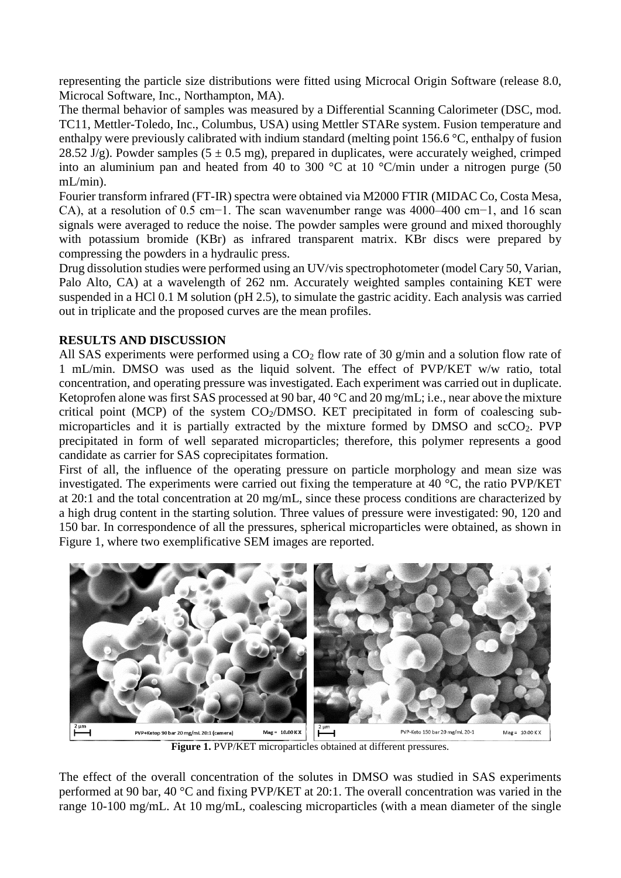representing the particle size distributions were fitted using Microcal Origin Software (release 8.0, Microcal Software, Inc., Northampton, MA).

The thermal behavior of samples was measured by a Differential Scanning Calorimeter (DSC, mod. TC11, Mettler-Toledo, Inc., Columbus, USA) using Mettler STARe system. Fusion temperature and enthalpy were previously calibrated with indium standard (melting point 156.6 °C, enthalpy of fusion 28.52 J/g). Powder samples (5 ± 0.5 mg), prepared in duplicates, were accurately weighed, crimped into an aluminium pan and heated from 40 to 300 °C at 10 °C/min under a nitrogen purge (50 mL/min).

Fourier transform infrared (FT-IR) spectra were obtained via M2000 FTIR (MIDAC Co, Costa Mesa, CA), at a resolution of 0.5 cm−1. The scan wavenumber range was 4000–400 cm−1, and 16 scan signals were averaged to reduce the noise. The powder samples were ground and mixed thoroughly with potassium bromide (KBr) as infrared transparent matrix. KBr discs were prepared by compressing the powders in a hydraulic press.

Drug dissolution studies were performed using an UV/vis spectrophotometer (model Cary 50, Varian, Palo Alto, CA) at a wavelength of 262 nm. Accurately weighted samples containing KET were suspended in a HCl 0.1 M solution (pH 2.5), to simulate the gastric acidity. Each analysis was carried out in triplicate and the proposed curves are the mean profiles.

## RESULTS AND DISCUSSION

All SAS experiments were performed using a $CO_2$ flow rate of 30 g/min and a solution flow rate of 1 mL/min. DMSO was used as the liquid solvent. The effect of PVP/KET w/w ratio, total concentration, and operating pressure was investigated. Each experiment was carried out in duplicate. Ketoprofen alone was first SAS processed at 90 bar, 40 °C and 20 mg/mL; i.e., near above the mixture critical point (MCP) of the system $CO_2$/DMSO. KET precipitated in form of coalescing sub-microparticles and it is partially extracted by the mixture formed by DMSO and $scCO_2$. PVP precipitated in form of well separated microparticles; therefore, this polymer represents a good candidate as carrier for SAS coprecipitates formation.

First of all, the influence of the operating pressure on particle morphology and mean size was investigated. The experiments were carried out fixing the temperature at 40 °C, the ratio PVP/KET at 20:1 and the total concentration at 20 mg/mL, since these process conditions are characterized by a high drug content in the starting solution. Three values of pressure were investigated: 90, 120 and 150 bar. In correspondence of all the pressures, spherical microparticles were obtained, as shown in Figure 1, where two exemplificative SEM images are reported.

**Figure 1.** PVP/KET microparticles obtained at different pressures.

The effect of the overall concentration of the solutes in DMSO was studied in SAS experiments performed at 90 bar, 40 °C and fixing PVP/KET at 20:1. The overall concentration was varied in the range 10-100 mg/mL. At 10 mg/mL, coalescing microparticles (with a mean diameter of the single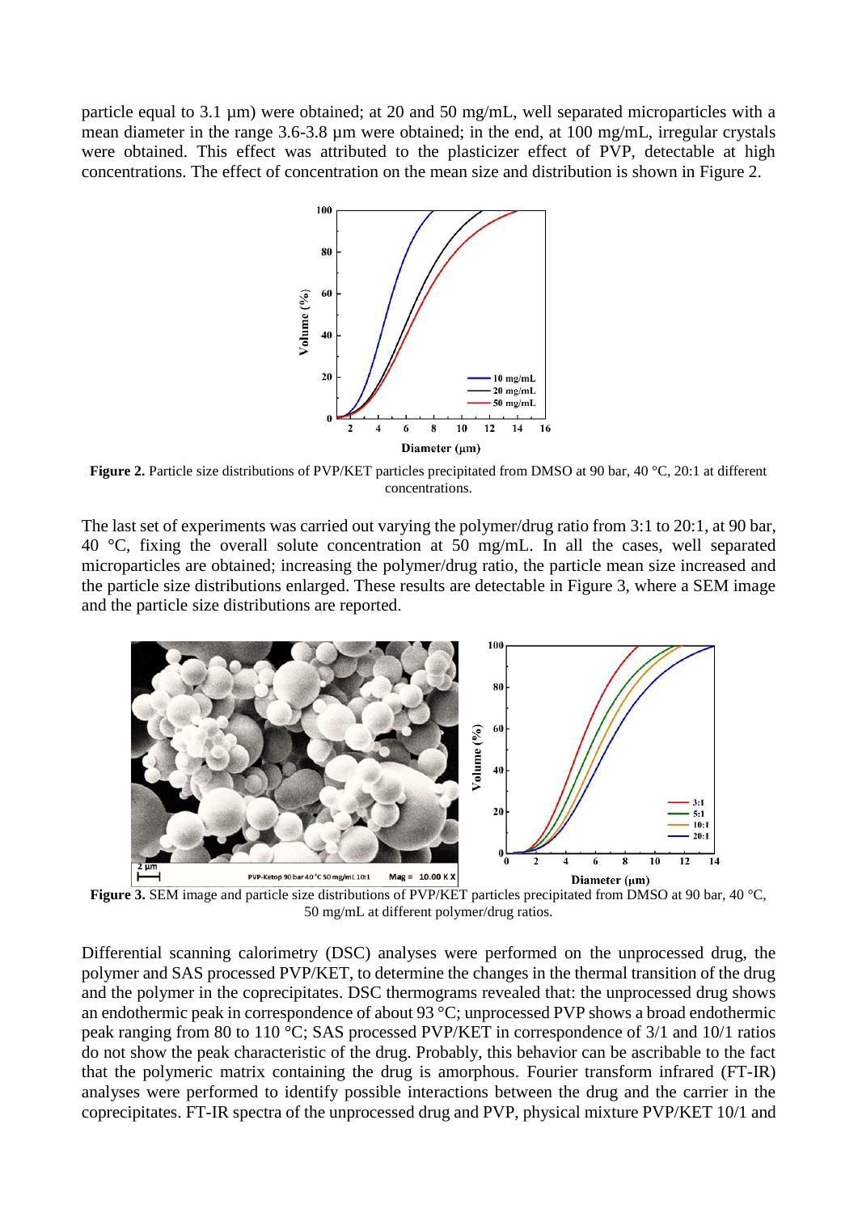particle equal to 3.1 μm) were obtained; at 20 and 50 mg/mL, well separated microparticles with a mean diameter in the range 3.6-3.8 μm were obtained; in the end, at 100 mg/mL, irregular crystals were obtained. This effect was attributed to the plasticizer effect of PVP, detectable at high concentrations. The effect of concentration on the mean size and distribution is shown in Figure 2.

**Figure 2.** Particle size distributions of PVP/KET particles precipitated from DMSO at 90 bar, 40 °C, 20:1 at different concentrations.

The last set of experiments was carried out varying the polymer/drug ratio from 3:1 to 20:1, at 90 bar, 40 °C, fixing the overall solute concentration at 50 mg/mL. In all the cases, well separated microparticles are obtained; increasing the polymer/drug ratio, the particle mean size increased and the particle size distributions enlarged. These results are detectable in Figure 3, where a SEM image and the particle size distributions are reported.

**Figure 3.** SEM image and particle size distributions of PVP/KET particles precipitated from DMSO at 90 bar, 40 °C, 50 mg/mL at different polymer/drug ratios.

Differential scanning calorimetry (DSC) analyses were performed on the unprocessed drug, the polymer and SAS processed PVP/KET, to determine the changes in the thermal transition of the drug and the polymer in the coprecipitates. DSC thermograms revealed that: the unprocessed drug shows an endothermic peak in correspondence of about 93 °C; unprocessed PVP shows a broad endothermic peak ranging from 80 to 110 °C; SAS processed PVP/KET in correspondence of 3/1 and 10/1 ratios do not show the peak characteristic of the drug. Probably, this behavior can be ascribable to the fact that the polymeric matrix containing the drug is amorphous. Fourier transform infrared (FT-IR) analyses were performed to identify possible interactions between the drug and the carrier in the coprecipitates. FT-IR spectra of the unprocessed drug and PVP, physical mixture PVP/KET 10/1 and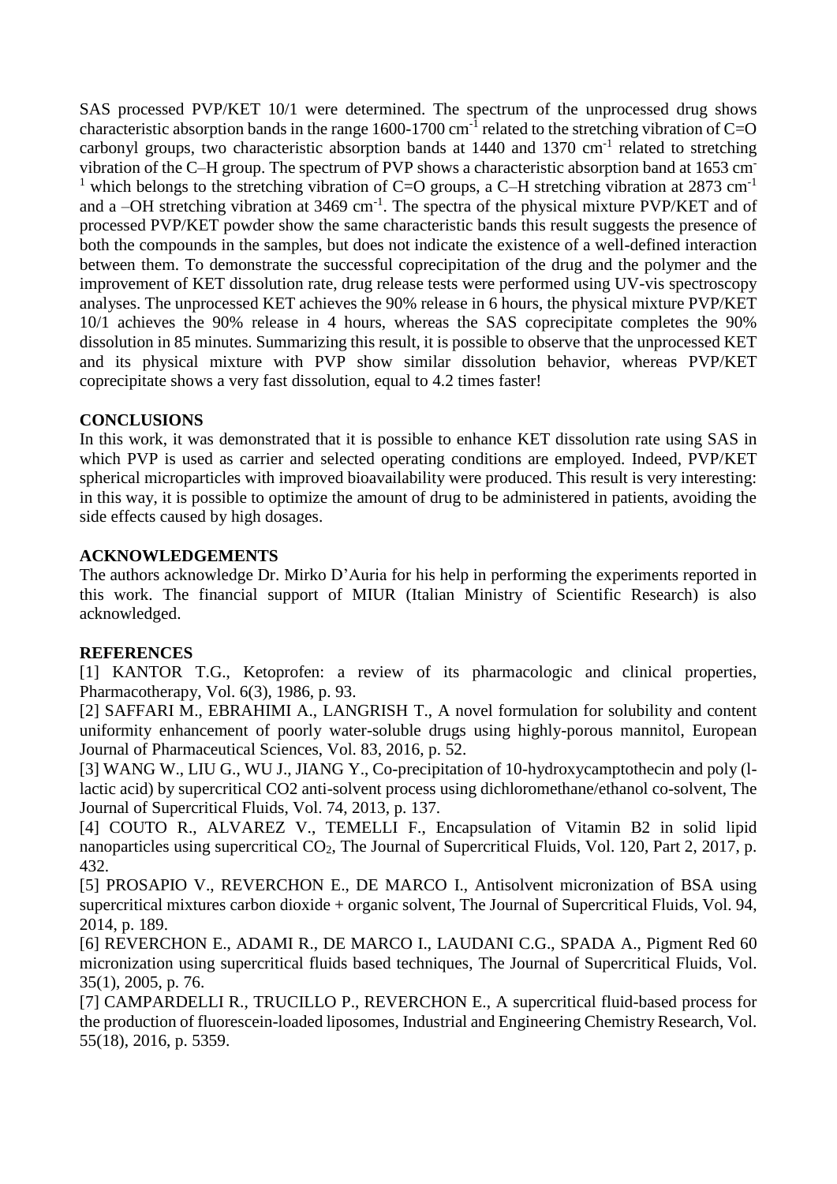SAS processed PVP/KET 10/1 were determined. The spectrum of the unprocessed drug shows characteristic absorption bands in the range 1600-1700 $cm^{-1}$ related to the stretching vibration of C=O carbonyl groups, two characteristic absorption bands at 1440 and 1370 $cm^{-1}$ related to stretching vibration of the C–H group. The spectrum of PVP shows a characteristic absorption band at 1653 $cm^{-1}$ which belongs to the stretching vibration of C=O groups, a C–H stretching vibration at 2873 $cm^{-1}$ and a –OH stretching vibration at 3469 $cm^{-1}$. The spectra of the physical mixture PVP/KET and of processed PVP/KET powder show the same characteristic bands this result suggests the presence of both the compounds in the samples, but does not indicate the existence of a well-defined interaction between them. To demonstrate the successful coprecipitation of the drug and the polymer and the improvement of KET dissolution rate, drug release tests were performed using UV-vis spectroscopy analyses. The unprocessed KET achieves the 90% release in 6 hours, the physical mixture PVP/KET 10/1 achieves the 90% release in 4 hours, whereas the SAS coprecipitate completes the 90% dissolution in 85 minutes. Summarizing this result, it is possible to observe that the unprocessed KET and its physical mixture with PVP show similar dissolution behavior, whereas PVP/KET coprecipitate shows a very fast dissolution, equal to 4.2 times faster!

## CONCLUSIONS

In this work, it was demonstrated that it is possible to enhance KET dissolution rate using SAS in which PVP is used as carrier and selected operating conditions are employed. Indeed, PVP/KET spherical microparticles with improved bioavailability were produced. This result is very interesting: in this way, it is possible to optimize the amount of drug to be administered in patients, avoiding the side effects caused by high dosages.

## ACKNOWLEDGEMENTS

The authors acknowledge Dr. Mirko D'Auria for his help in performing the experiments reported in this work. The financial support of MIUR (Italian Ministry of Scientific Research) is also acknowledged.

## REFERENCES

[1] KANTOR T.G., Ketoprofen: a review of its pharmacologic and clinical properties, Pharmacotherapy, Vol. 6(3), 1986, p. 93.

[2] SAFFARI M., EBRAHIMI A., LANGRISH T., A novel formulation for solubility and content uniformity enhancement of poorly water-soluble drugs using highly-porous mannitol, European Journal of Pharmaceutical Sciences, Vol. 83, 2016, p. 52.

[3] WANG W., LIU G., WU J., JIANG Y., Co-precipitation of 10-hydroxycamptothecin and poly (l-lactic acid) by supercritical CO2 anti-solvent process using dichloromethane/ethanol co-solvent, The Journal of Supercritical Fluids, Vol. 74, 2013, p. 137.

[4] COUTO R., ALVAREZ V., TEMELLI F., Encapsulation of Vitamin B2 in solid lipid nanoparticles using supercritical $CO_2$, The Journal of Supercritical Fluids, Vol. 120, Part 2, 2017, p. 432.

[5] PROSAPIO V., REVERCHON E., DE MARCO I., Antisolvent micronization of BSA using supercritical mixtures carbon dioxide + organic solvent, The Journal of Supercritical Fluids, Vol. 94, 2014, p. 189.

[6] REVERCHON E., ADAMI R., DE MARCO I., LAUDANI C.G., SPADA A., Pigment Red 60 micronization using supercritical fluids based techniques, The Journal of Supercritical Fluids, Vol. 35(1), 2005, p. 76.

[7] CAMPARDELLI R., TRUCILLO P., REVERCHON E., A supercritical fluid-based process for the production of fluorescein-loaded liposomes, Industrial and Engineering Chemistry Research, Vol. 55(18), 2016, p. 5359.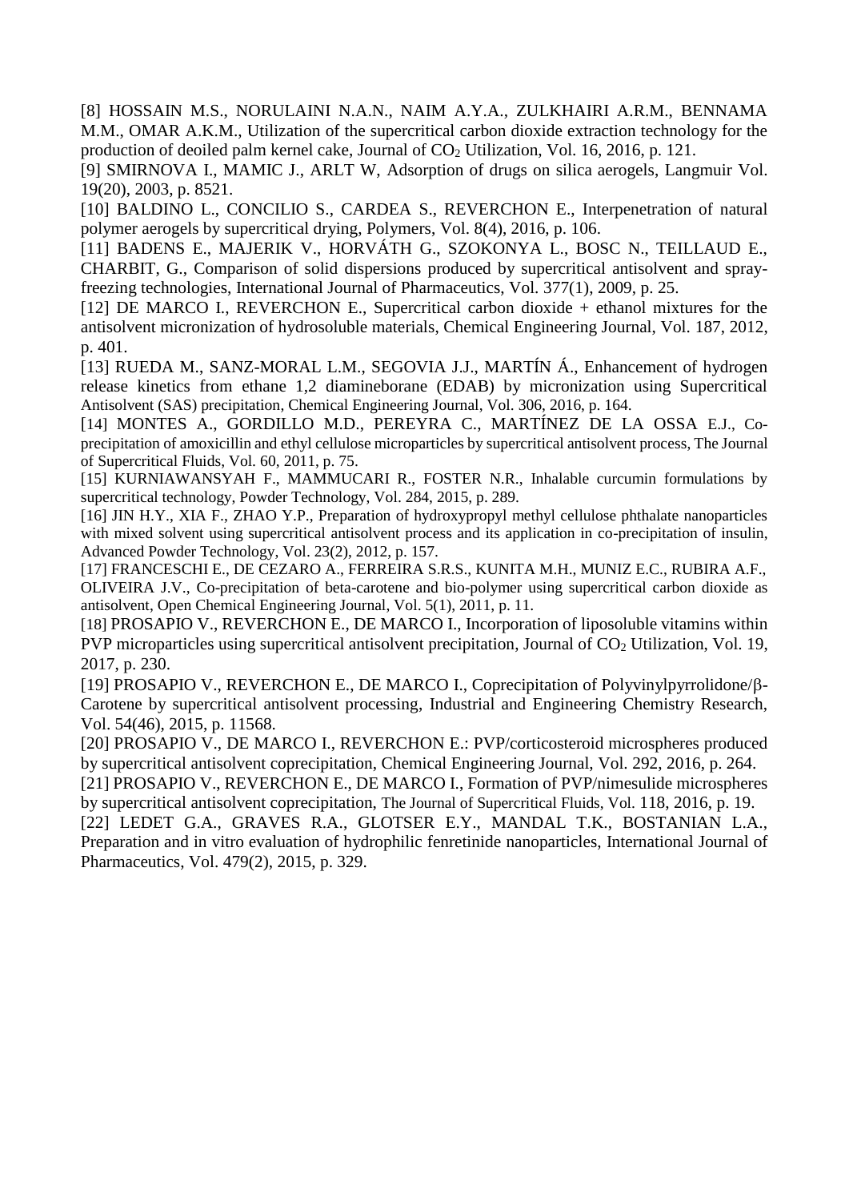[8] HOSSAIN M.S., NORULAINI N.A.N., NAIM A.Y.A., ZULKHAIRI A.R.M., BENNAMA M.M., OMAR A.K.M., Utilization of the supercritical carbon dioxide extraction technology for the production of deoiled palm kernel cake, Journal of $CO_2$ Utilization, Vol. 16, 2016, p. 121.

[9] SMIRNOVA I., MAMIC J., ARLT W, Adsorption of drugs on silica aerogels, Langmuir Vol. 19(20), 2003, p. 8521.

[10] BALDINO L., CONCILIO S., CARDEA S., REVERCHON E., Interpenetration of natural polymer aerogels by supercritical drying, Polymers, Vol. 8(4), 2016, p. 106.

[11] BADENS E., MAJERIK V., HORVÁTH G., SZOKONYA L., BOSC N., TEILLAUD E., CHARBIT, G., Comparison of solid dispersions produced by supercritical antisolvent and spray-freezing technologies, International Journal of Pharmaceutics, Vol. 377(1), 2009, p. 25.

[12] DE MARCO I., REVERCHON E., Supercritical carbon dioxide + ethanol mixtures for the antisolvent micronization of hydrosoluble materials, Chemical Engineering Journal, Vol. 187, 2012, p. 401.

[13] RUEDA M., SANZ-MORAL L.M., SEGOVIA J.J., MARTÍN Á., Enhancement of hydrogen release kinetics from ethane 1,2 diamineborane (EDAB) by micronization using Supercritical Antisolvent (SAS) precipitation, Chemical Engineering Journal, Vol. 306, 2016, p. 164.

[14] MONTES A., GORDILLO M.D., PEREYRA C., MARTÍNEZ DE LA OSSA E.J., Co-precipitation of amoxicillin and ethyl cellulose microparticles by supercritical antisolvent process, The Journal of Supercritical Fluids, Vol. 60, 2011, p. 75.

[15] KURNIAWANSYAH F., MAMMUCARI R., FOSTER N.R., Inhalable curcumin formulations by supercritical technology, Powder Technology, Vol. 284, 2015, p. 289.

[16] JIN H.Y., XIA F., ZHAO Y.P., Preparation of hydroxypropyl methyl cellulose phthalate nanoparticles with mixed solvent using supercritical antisolvent process and its application in co-precipitation of insulin, Advanced Powder Technology, Vol. 23(2), 2012, p. 157.

[17] FRANCESCHI E., DE CEZARO A., FERREIRA S.R.S., KUNITA M.H., MUNIZ E.C., RUBIRA A.F., OLIVEIRA J.V., Co-precipitation of beta-carotene and bio-polymer using supercritical carbon dioxide as antisolvent, Open Chemical Engineering Journal, Vol. 5(1), 2011, p. 11.

[18] PROSAPIO V., REVERCHON E., DE MARCO I., Incorporation of liposoluble vitamins within PVP microparticles using supercritical antisolvent precipitation, Journal of $CO_2$ Utilization, Vol. 19, 2017, p. 230.

[19] PROSAPIO V., REVERCHON E., DE MARCO I., Coprecipitation of Polyvinylpyrrolidone/β-Carotene by supercritical antisolvent processing, Industrial and Engineering Chemistry Research, Vol. 54(46), 2015, p. 11568.

[20] PROSAPIO V., DE MARCO I., REVERCHON E.: PVP/corticosteroid microspheres produced by supercritical antisolvent coprecipitation, Chemical Engineering Journal, Vol. 292, 2016, p. 264.

[21] PROSAPIO V., REVERCHON E., DE MARCO I., Formation of PVP/nimesulide microspheres by supercritical antisolvent coprecipitation, The Journal of Supercritical Fluids, Vol. 118, 2016, p. 19.

[22] LEDET G.A., GRAVES R.A., GLOTSER E.Y., MANDAL T.K., BOSTANIAN L.A., Preparation and in vitro evaluation of hydrophilic fenretinide nanoparticles, International Journal of Pharmaceutics, Vol. 479(2), 2015, p. 329.